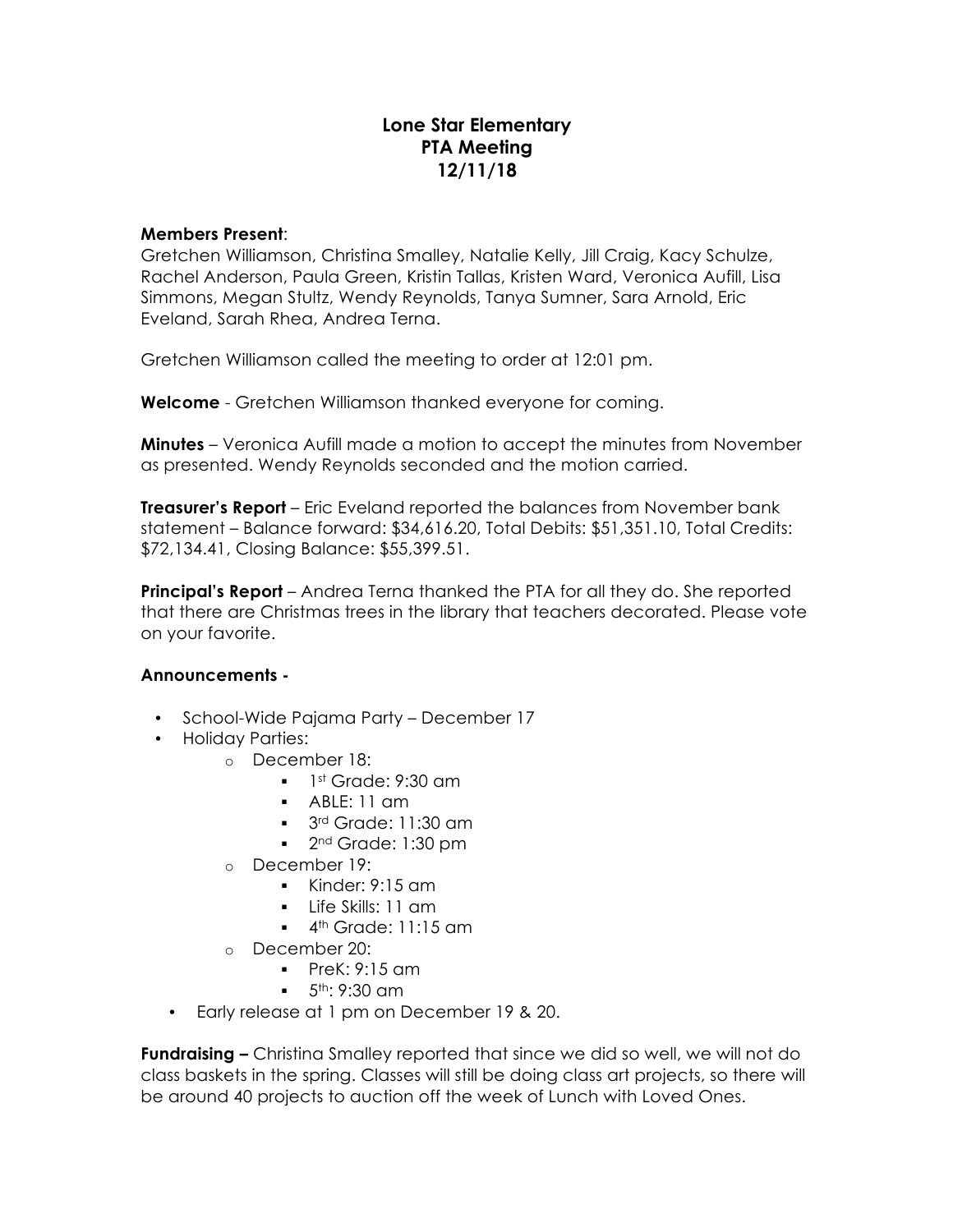# Lone Star Elementary
## PTA Meeting
## 12/11/18

**Members Present**:
Gretchen Williamson, Christina Smalley, Natalie Kelly, Jill Craig, Kacy Schulze, Rachel Anderson, Paula Green, Kristin Tallas, Kristen Ward, Veronica Aufill, Lisa Simmons, Megan Stultz, Wendy Reynolds, Tanya Sumner, Sara Arnold, Eric Eveland, Sarah Rhea, Andrea Terna.

Gretchen Williamson called the meeting to order at 12:01 pm.

**Welcome** - Gretchen Williamson thanked everyone for coming.

**Minutes** – Veronica Aufill made a motion to accept the minutes from November as presented. Wendy Reynolds seconded and the motion carried.

**Treasurer's Report** – Eric Eveland reported the balances from November bank statement – Balance forward: $34,616.20, Total Debits: $51,351.10, Total Credits: $72,134.41, Closing Balance: $55,399.51.

**Principal's Report** – Andrea Terna thanked the PTA for all they do. She reported that there are Christmas trees in the library that teachers decorated. Please vote on your favorite.

**Announcements -**

- School-Wide Pajama Party – December 17
- Holiday Parties:
  - December 18:
    - 1st Grade: 9:30 am
    - ABLE: 11 am
    - 3rd Grade: 11:30 am
    - 2nd Grade: 1:30 pm
  - December 19:
    - Kinder: 9:15 am
    - Life Skills: 11 am
    - 4th Grade: 11:15 am
  - December 20:
    - PreK: 9:15 am
    - 5th: 9:30 am
- Early release at 1 pm on December 19 & 20.

**Fundraising –** Christina Smalley reported that since we did so well, we will not do class baskets in the spring. Classes will still be doing class art projects, so there will be around 40 projects to auction off the week of Lunch with Loved Ones.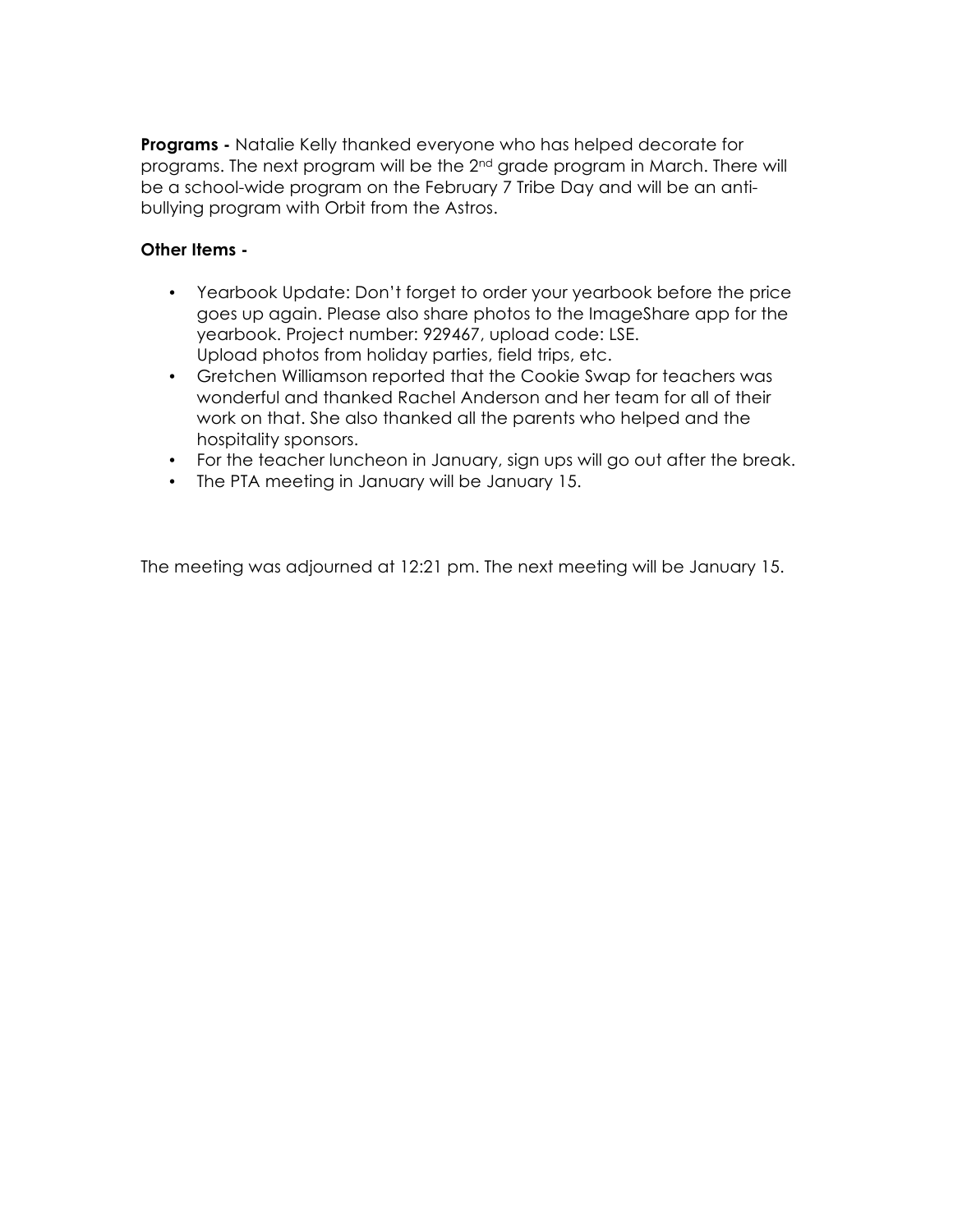**Programs -** Natalie Kelly thanked everyone who has helped decorate for programs. The next program will be the 2nd grade program in March. There will be a school-wide program on the February 7 Tribe Day and will be an anti-bullying program with Orbit from the Astros.

**Other Items -**

- Yearbook Update: Don't forget to order your yearbook before the price goes up again. Please also share photos to the ImageShare app for the yearbook. Project number: 929467, upload code: LSE.
  Upload photos from holiday parties, field trips, etc.
- Gretchen Williamson reported that the Cookie Swap for teachers was wonderful and thanked Rachel Anderson and her team for all of their work on that. She also thanked all the parents who helped and the hospitality sponsors.
- For the teacher luncheon in January, sign ups will go out after the break.
- The PTA meeting in January will be January 15.

The meeting was adjourned at 12:21 pm. The next meeting will be January 15.